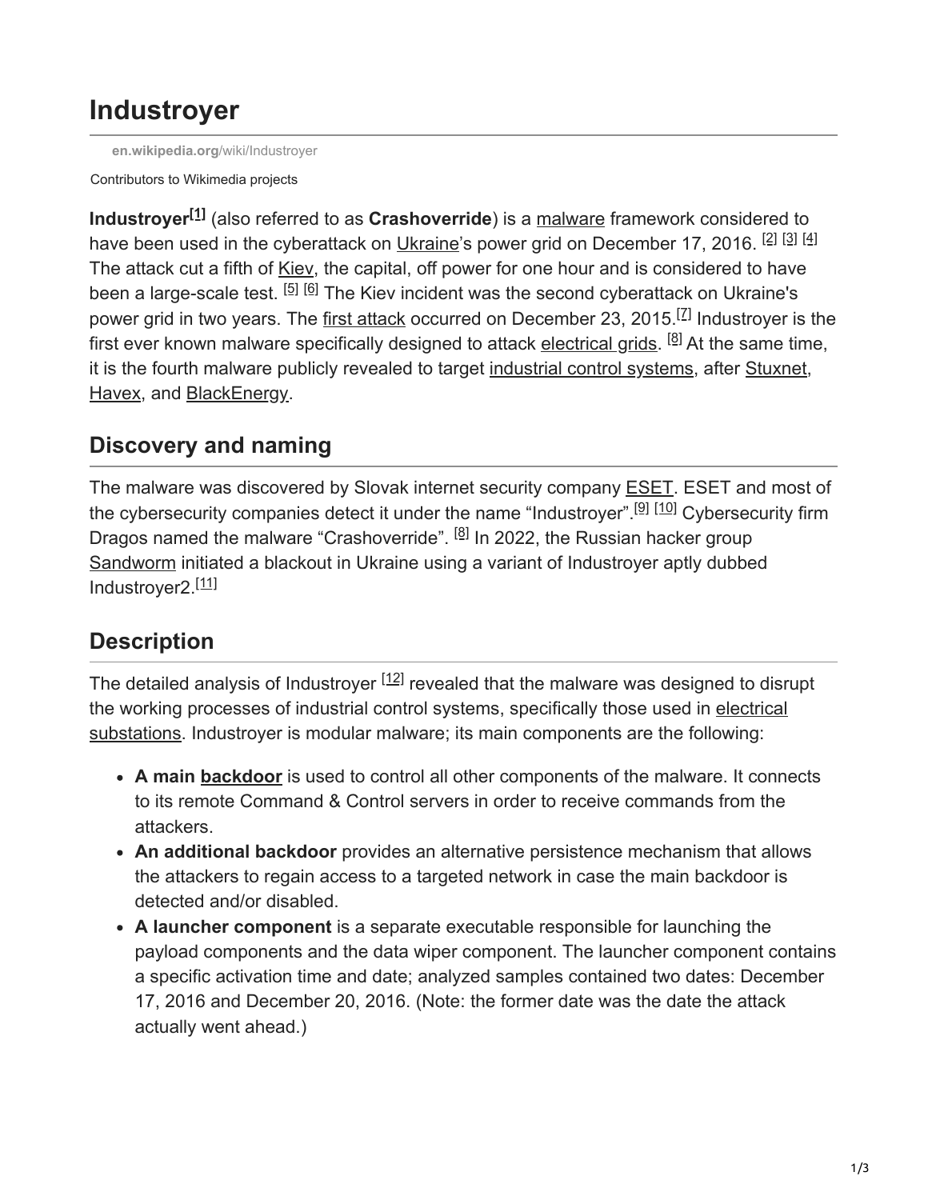# Industroyer

en.wikipedia.org/wiki/Industroyer

Contributors to Wikimedia projects

**Industroyer**[1] (also referred to as **Crashoverride**) is a malware framework considered to have been used in the cyberattack on Ukraine's power grid on December 17, 2016. [2] [3] [4] The attack cut a fifth of Kiev, the capital, off power for one hour and is considered to have been a large-scale test. [5] [6] The Kiev incident was the second cyberattack on Ukraine's power grid in two years. The first attack occurred on December 23, 2015.[7] Industroyer is the first ever known malware specifically designed to attack electrical grids. [8] At the same time, it is the fourth malware publicly revealed to target industrial control systems, after Stuxnet, Havex, and BlackEnergy.

## Discovery and naming

The malware was discovered by Slovak internet security company ESET. ESET and most of the cybersecurity companies detect it under the name "Industroyer".[9] [10] Cybersecurity firm Dragos named the malware "Crashoverride". [8] In 2022, the Russian hacker group Sandworm initiated a blackout in Ukraine using a variant of Industroyer aptly dubbed Industroyer2.[11]

## Description

The detailed analysis of Industroyer [12] revealed that the malware was designed to disrupt the working processes of industrial control systems, specifically those used in electrical substations. Industroyer is modular malware; its main components are the following:

- **A main backdoor** is used to control all other components of the malware. It connects to its remote Command & Control servers in order to receive commands from the attackers.
- **An additional backdoor** provides an alternative persistence mechanism that allows the attackers to regain access to a targeted network in case the main backdoor is detected and/or disabled.
- **A launcher component** is a separate executable responsible for launching the payload components and the data wiper component. The launcher component contains a specific activation time and date; analyzed samples contained two dates: December 17, 2016 and December 20, 2016. (Note: the former date was the date the attack actually went ahead.)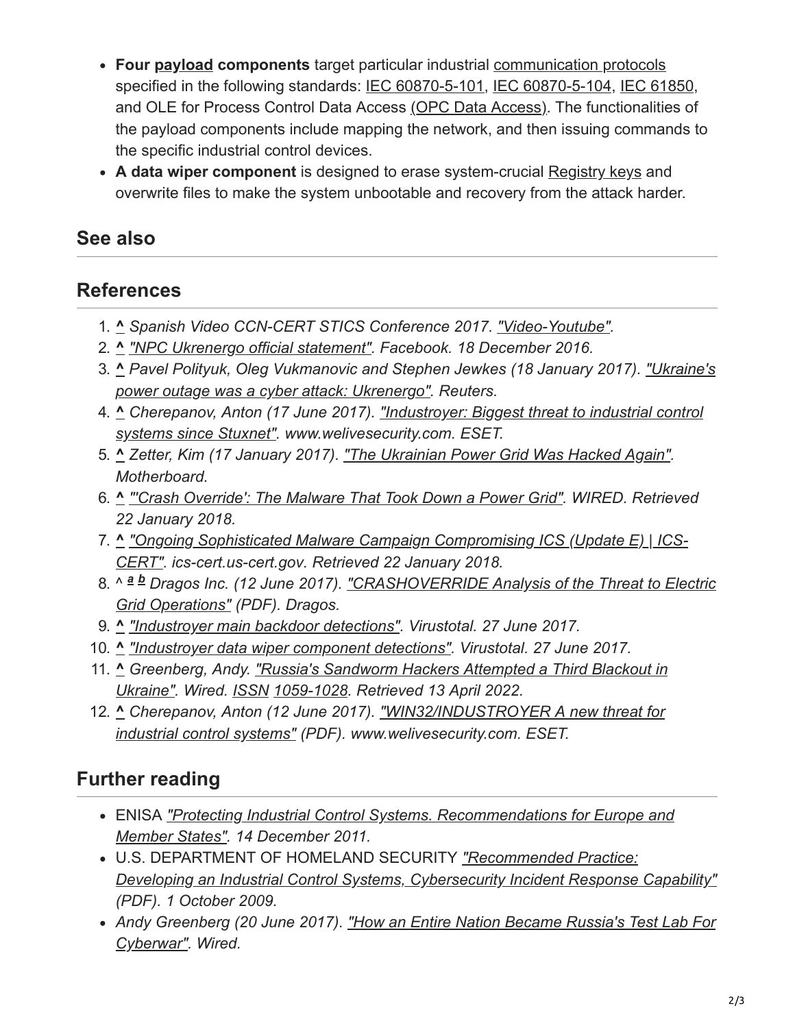- **Four payload components** target particular industrial communication protocols specified in the following standards: IEC 60870-5-101, IEC 60870-5-104, IEC 61850, and OLE for Process Control Data Access (OPC Data Access). The functionalities of the payload components include mapping the network, and then issuing commands to the specific industrial control devices.
- **A data wiper component** is designed to erase system-crucial Registry keys and overwrite files to make the system unbootable and recovery from the attack harder.

## See also

## References

1. ^ *Spanish Video CCN-CERT STICS Conference 2017. "Video-Youtube".*
2. ^ *"NPC Ukrenergo official statement". Facebook. 18 December 2016.*
3. ^ *Pavel Polityuk, Oleg Vukmanovic and Stephen Jewkes (18 January 2017). "Ukraine's power outage was a cyber attack: Ukrenergo". Reuters.*
4. ^ *Cherepanov, Anton (17 June 2017). "Industroyer: Biggest threat to industrial control systems since Stuxnet". www.welivesecurity.com. ESET.*
5. ^ *Zetter, Kim (17 January 2017). "The Ukrainian Power Grid Was Hacked Again". Motherboard.*
6. ^ *"'Crash Override': The Malware That Took Down a Power Grid". WIRED. Retrieved 22 January 2018.*
7. ^ *"Ongoing Sophisticated Malware Campaign Compromising ICS (Update E) | ICS-CERT". ics-cert.us-cert.gov. Retrieved 22 January 2018.*
8. ^ *a b Dragos Inc. (12 June 2017). "CRASHOVERRIDE Analysis of the Threat to Electric Grid Operations" (PDF). Dragos.*
9. ^ *"Industroyer main backdoor detections". Virustotal. 27 June 2017.*
10. ^ *"Industroyer data wiper component detections". Virustotal. 27 June 2017.*
11. ^ *Greenberg, Andy. "Russia's Sandworm Hackers Attempted a Third Blackout in Ukraine". Wired. ISSN 1059-1028. Retrieved 13 April 2022.*
12. ^ *Cherepanov, Anton (12 June 2017). "WIN32/INDUSTROYER A new threat for industrial control systems" (PDF). www.welivesecurity.com. ESET.*

## Further reading

- ENISA *"Protecting Industrial Control Systems. Recommendations for Europe and Member States". 14 December 2011.*
- U.S. DEPARTMENT OF HOMELAND SECURITY *"Recommended Practice: Developing an Industrial Control Systems, Cybersecurity Incident Response Capability" (PDF). 1 October 2009.*
- *Andy Greenberg (20 June 2017). "How an Entire Nation Became Russia's Test Lab For Cyberwar". Wired.*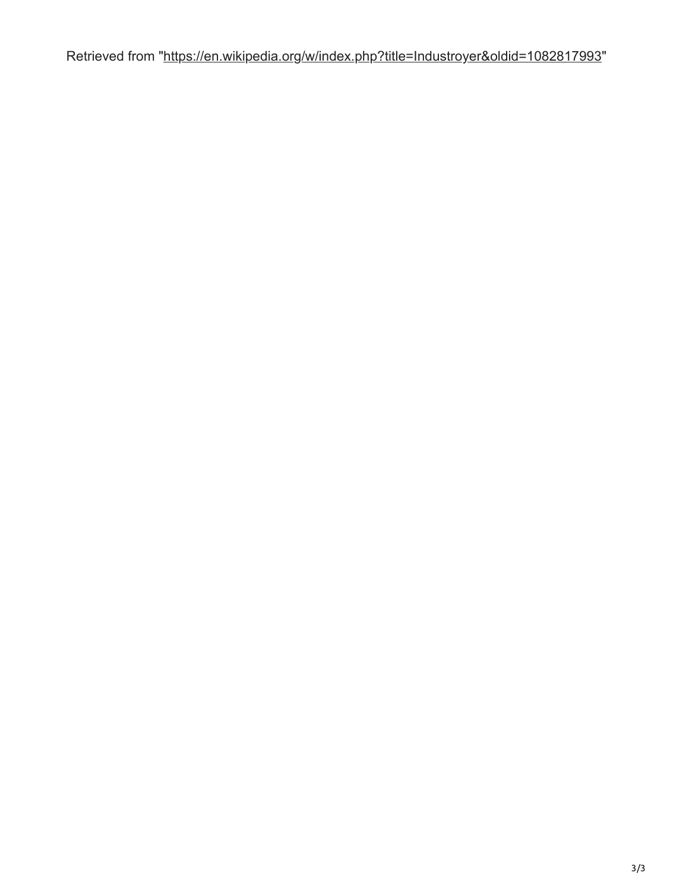Retrieved from "[https://en.wikipedia.org/w/index.php?title=Industroyer&oldid=1082817993](https://en.wikipedia.org/w/index.php?title=Industroyer&oldid=1082817993)"